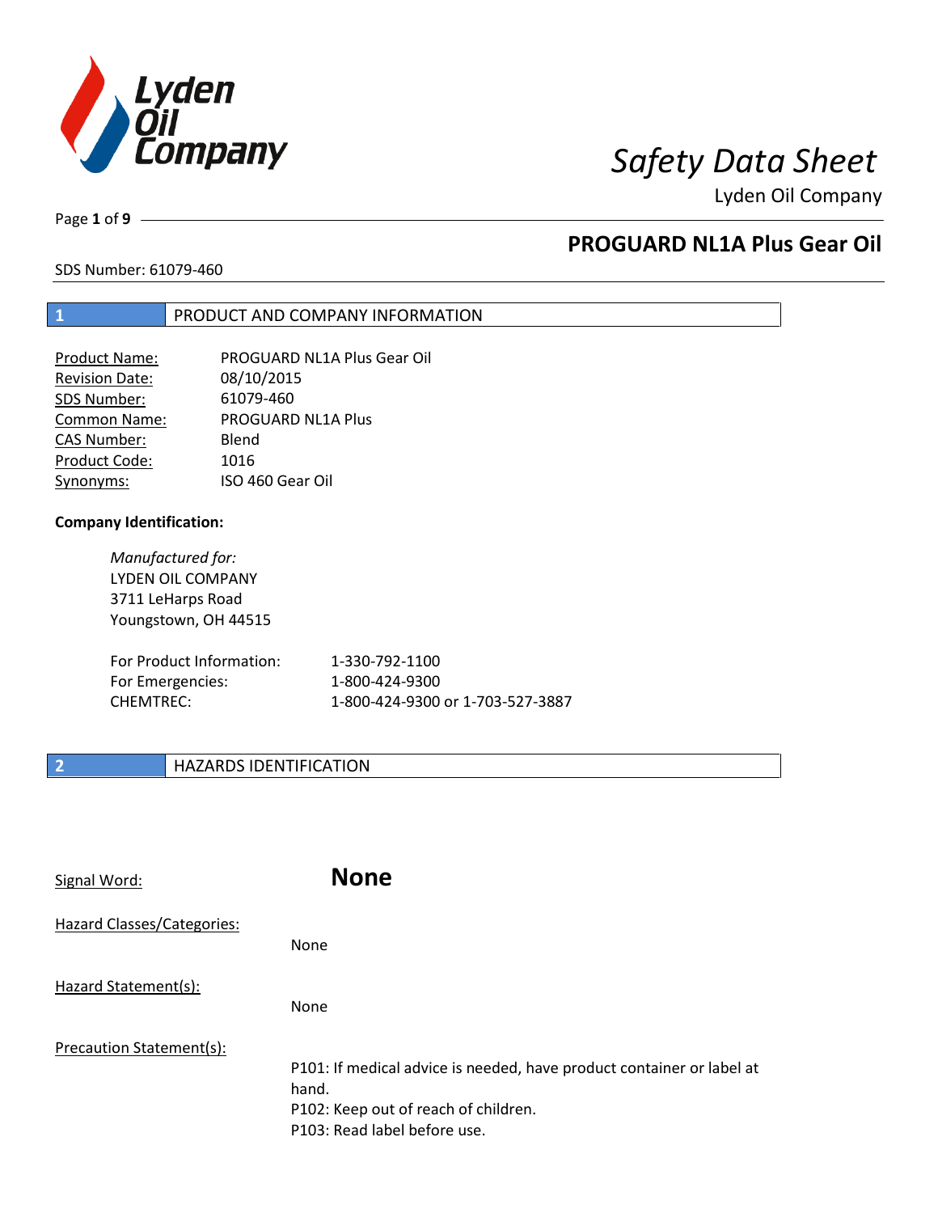# Safety Data Sheet

Lyden Oil Company

## PROGUARD NL1A Plus Gear Oil

SDS Number: 61079-460

## 1 PRODUCT AND COMPANY INFORMATION

| | |
|---|---|
| Product Name: | PROGUARD NL1A Plus Gear Oil |
| Revision Date: | 08/10/2015 |
| SDS Number: | 61079-460 |
| Common Name: | PROGUARD NL1A Plus |
| CAS Number: | Blend |
| Product Code: | 1016 |
| Synonyms: | ISO 460 Gear Oil |

**Company Identification:**

*Manufactured for:*
LYDEN OIL COMPANY
3711 LeHarps Road
Youngstown, OH 44515

| | |
|---|---|
| For Product Information: | 1-330-792-1100 |
| For Emergencies: | 1-800-424-9300 |
| CHEMTREC: | 1-800-424-9300 or 1-703-527-3887 |

## 2 HAZARDS IDENTIFICATION

Signal Word: **None**

Hazard Classes/Categories:

None

Hazard Statement(s):

None

Precaution Statement(s):

P101: If medical advice is needed, have product container or label at hand.
P102: Keep out of reach of children.
P103: Read label before use.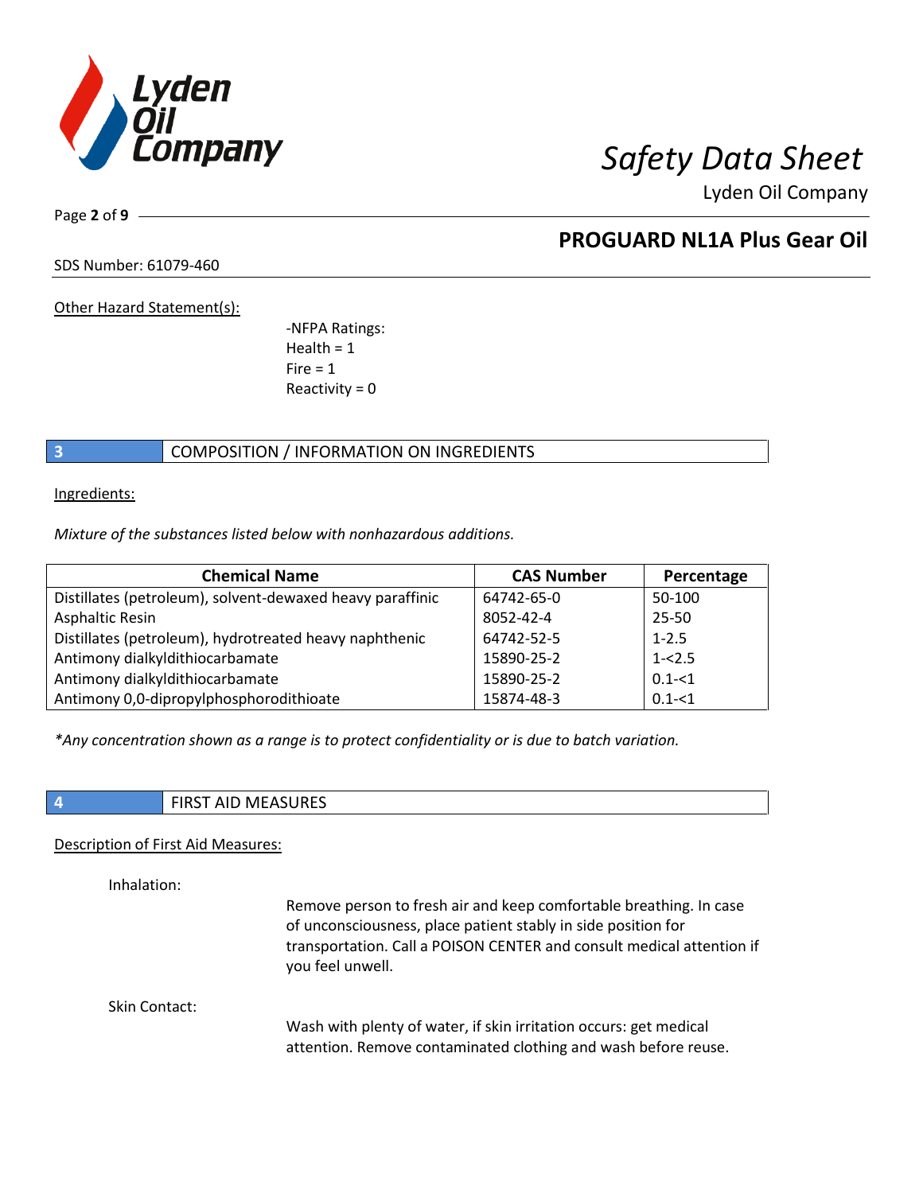Other Hazard Statement(s):

-NFPA Ratings:
Health = 1
Fire = 1
Reactivity = 0

## 3 COMPOSITION / INFORMATION ON INGREDIENTS

Ingredients:

*Mixture of the substances listed below with nonhazardous additions.*

| Chemical Name | CAS Number | Percentage |
|---|---|---|
| Distillates (petroleum), solvent-dewaxed heavy paraffinic | 64742-65-0 | 50-100 |
| Asphaltic Resin | 8052-42-4 | 25-50 |
| Distillates (petroleum), hydrotreated heavy naphthenic | 64742-52-5 | 1-2.5 |
| Antimony dialkyldithiocarbamate | 15890-25-2 | 1-<2.5 |
| Antimony dialkyldithiocarbamate | 15890-25-2 | 0.1-<1 |
| Antimony 0,0-dipropylphosphorodithioate | 15874-48-3 | 0.1-<1 |

*\*Any concentration shown as a range is to protect confidentiality or is due to batch variation.*

## 4 FIRST AID MEASURES

Description of First Aid Measures:

Inhalation:

Remove person to fresh air and keep comfortable breathing. In case of unconsciousness, place patient stably in side position for transportation. Call a POISON CENTER and consult medical attention if you feel unwell.

Skin Contact:

Wash with plenty of water, if skin irritation occurs: get medical attention. Remove contaminated clothing and wash before reuse.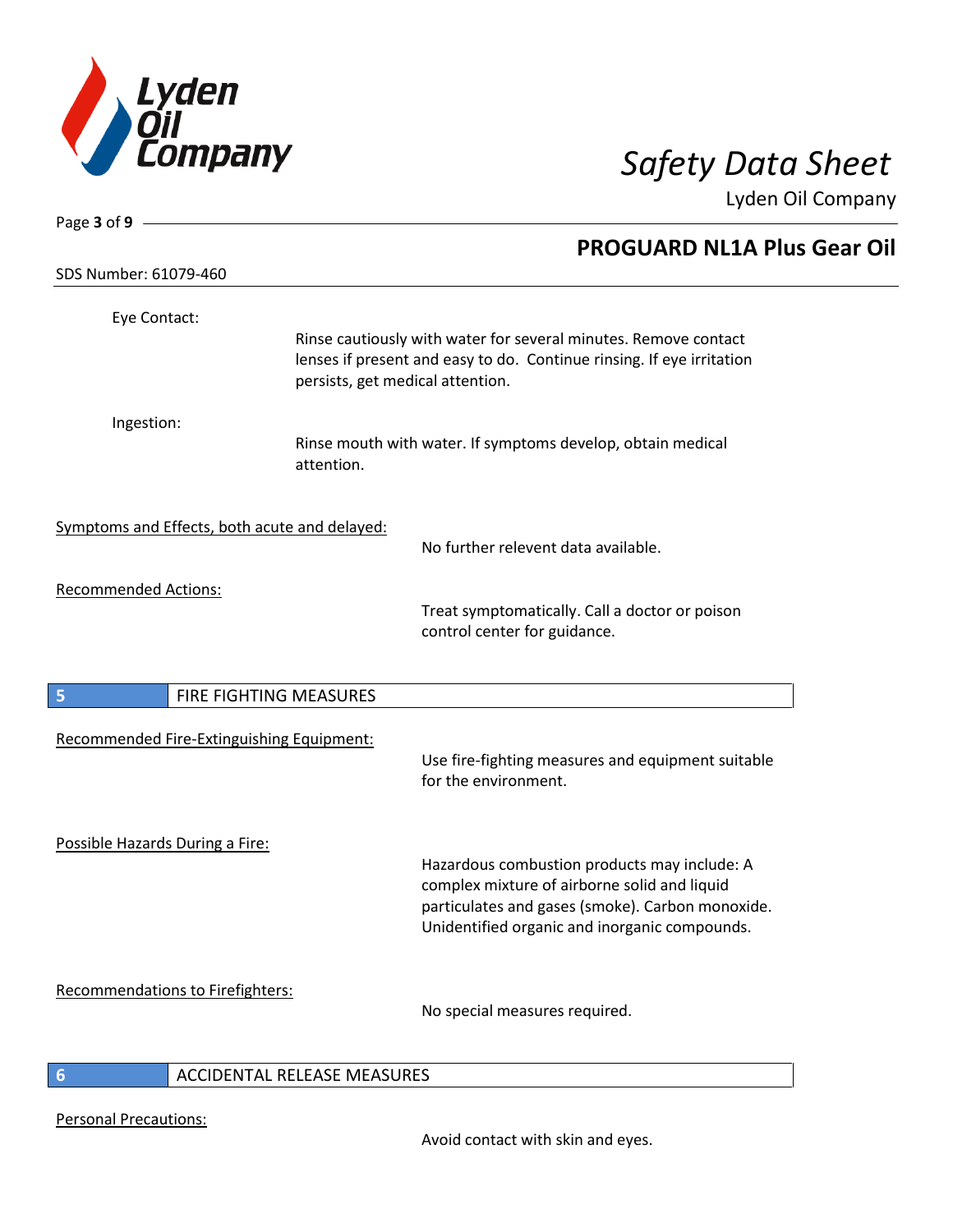Eye Contact:

Rinse cautiously with water for several minutes. Remove contact lenses if present and easy to do. Continue rinsing. If eye irritation persists, get medical attention.

Ingestion:

Rinse mouth with water. If symptoms develop, obtain medical attention.

Symptoms and Effects, both acute and delayed:

No further relevent data available.

Recommended Actions:

Treat symptomatically. Call a doctor or poison control center for guidance.

## 5 FIRE FIGHTING MEASURES

Recommended Fire-Extinguishing Equipment:

Use fire-fighting measures and equipment suitable for the environment.

Possible Hazards During a Fire:

Hazardous combustion products may include: A complex mixture of airborne solid and liquid particulates and gases (smoke). Carbon monoxide. Unidentified organic and inorganic compounds.

Recommendations to Firefighters:

No special measures required.

## 6 ACCIDENTAL RELEASE MEASURES

Personal Precautions:

Avoid contact with skin and eyes.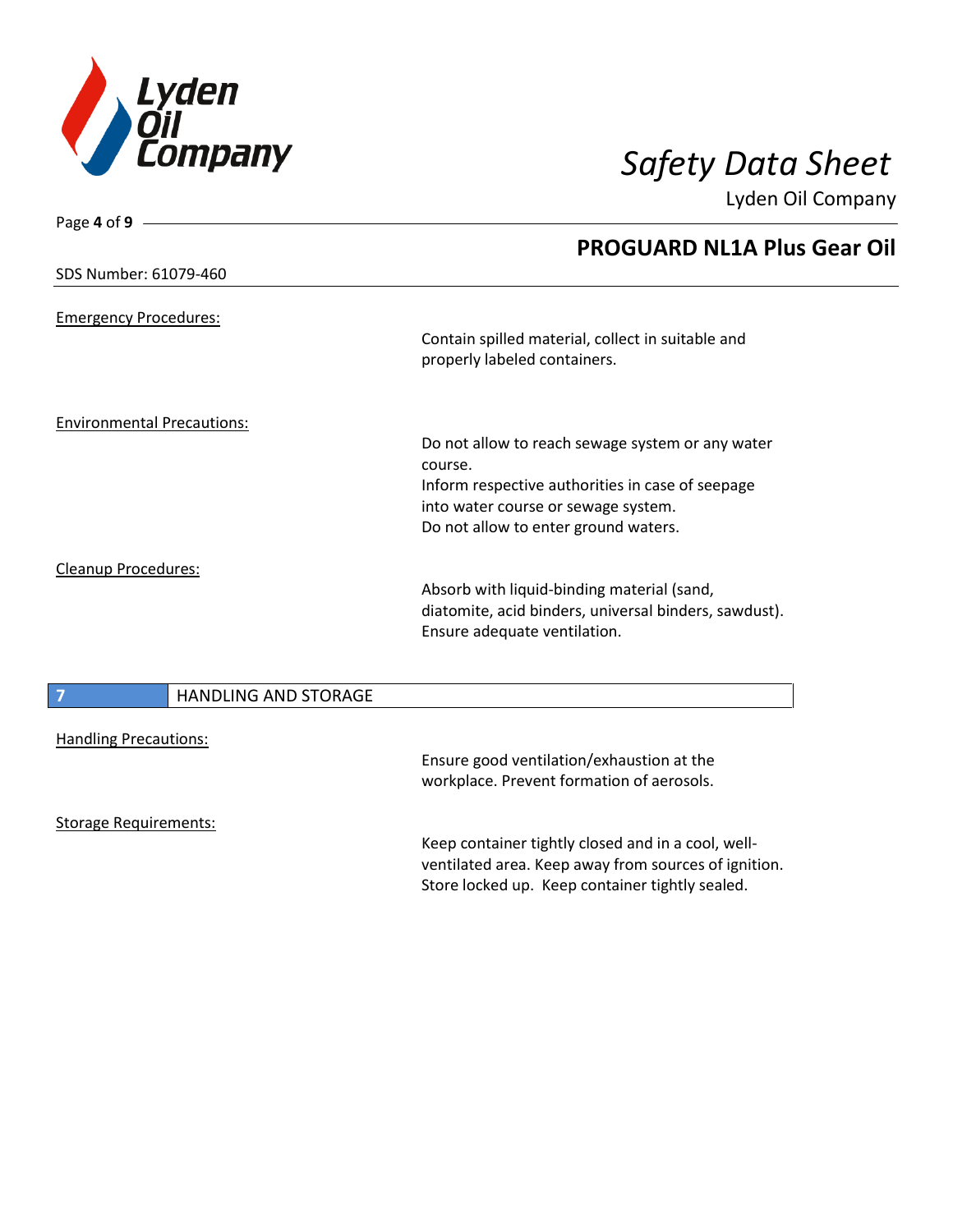Emergency Procedures:

Contain spilled material, collect in suitable and properly labeled containers.

Environmental Precautions:

Do not allow to reach sewage system or any water course.
Inform respective authorities in case of seepage into water course or sewage system.
Do not allow to enter ground waters.

Cleanup Procedures:

Absorb with liquid-binding material (sand, diatomite, acid binders, universal binders, sawdust). Ensure adequate ventilation.

## 7 HANDLING AND STORAGE

Handling Precautions:

Ensure good ventilation/exhaustion at the workplace. Prevent formation of aerosols.

Storage Requirements:

Keep container tightly closed and in a cool, well-ventilated area. Keep away from sources of ignition. Store locked up. Keep container tightly sealed.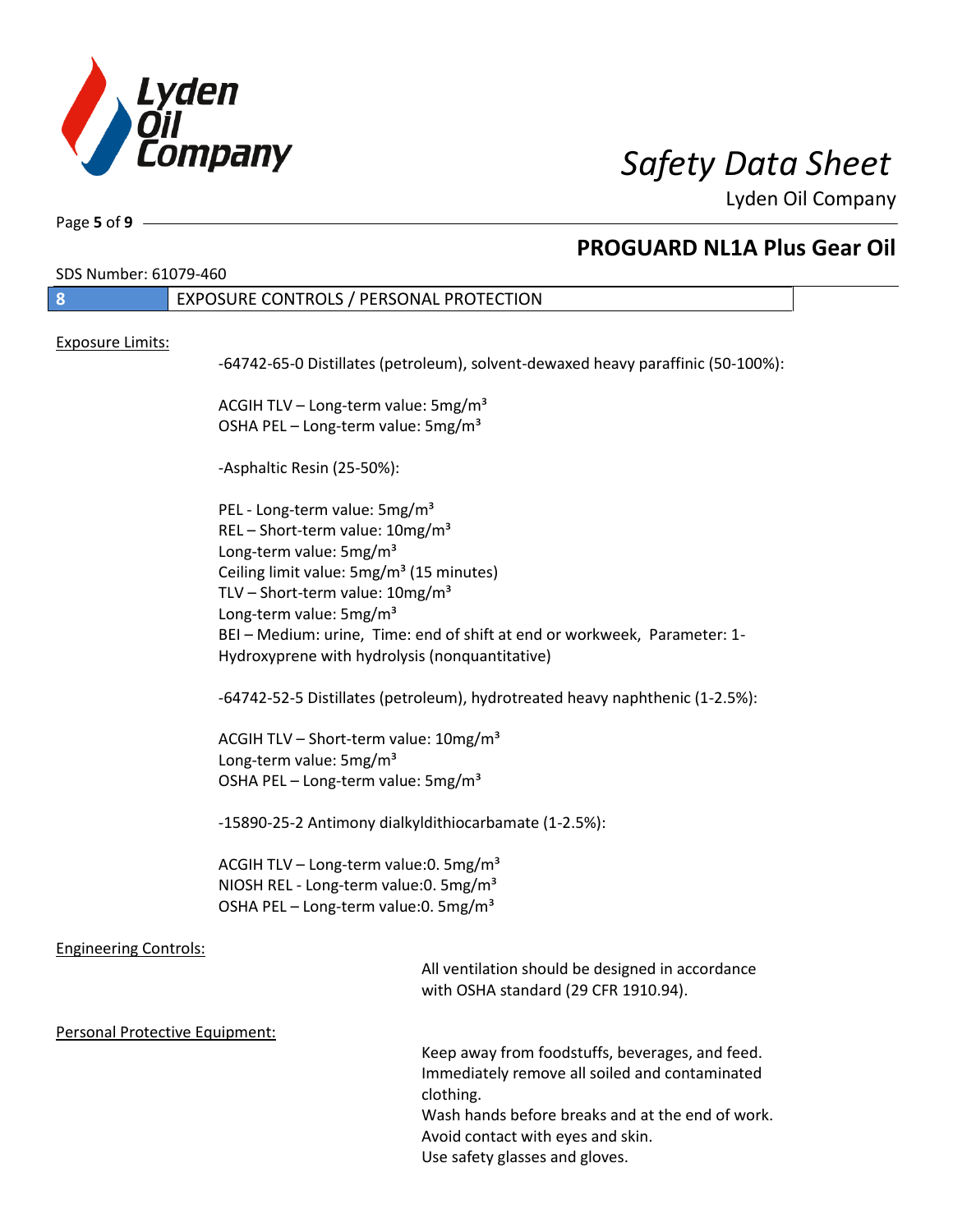## 8 EXPOSURE CONTROLS / PERSONAL PROTECTION

Exposure Limits:

-64742-65-0 Distillates (petroleum), solvent-dewaxed heavy paraffinic (50-100%):

ACGIH TLV – Long-term value: 5mg/m³
OSHA PEL – Long-term value: 5mg/m³

-Asphaltic Resin (25-50%):

PEL - Long-term value: 5mg/m³
REL – Short-term value: 10mg/m³
Long-term value: 5mg/m³
Ceiling limit value: 5mg/m³ (15 minutes)
TLV – Short-term value: 10mg/m³
Long-term value: 5mg/m³
BEI – Medium: urine, Time: end of shift at end or workweek, Parameter: 1-Hydroxyprene with hydrolysis (nonquantitative)

-64742-52-5 Distillates (petroleum), hydrotreated heavy naphthenic (1-2.5%):

ACGIH TLV – Short-term value: 10mg/m³
Long-term value: 5mg/m³
OSHA PEL – Long-term value: 5mg/m³

-15890-25-2 Antimony dialkyldithiocarbamate (1-2.5%):

ACGIH TLV – Long-term value:0. 5mg/m³
NIOSH REL - Long-term value:0. 5mg/m³
OSHA PEL – Long-term value:0. 5mg/m³

Engineering Controls:

All ventilation should be designed in accordance with OSHA standard (29 CFR 1910.94).

Personal Protective Equipment:

Keep away from foodstuffs, beverages, and feed.
Immediately remove all soiled and contaminated clothing.
Wash hands before breaks and at the end of work.
Avoid contact with eyes and skin.
Use safety glasses and gloves.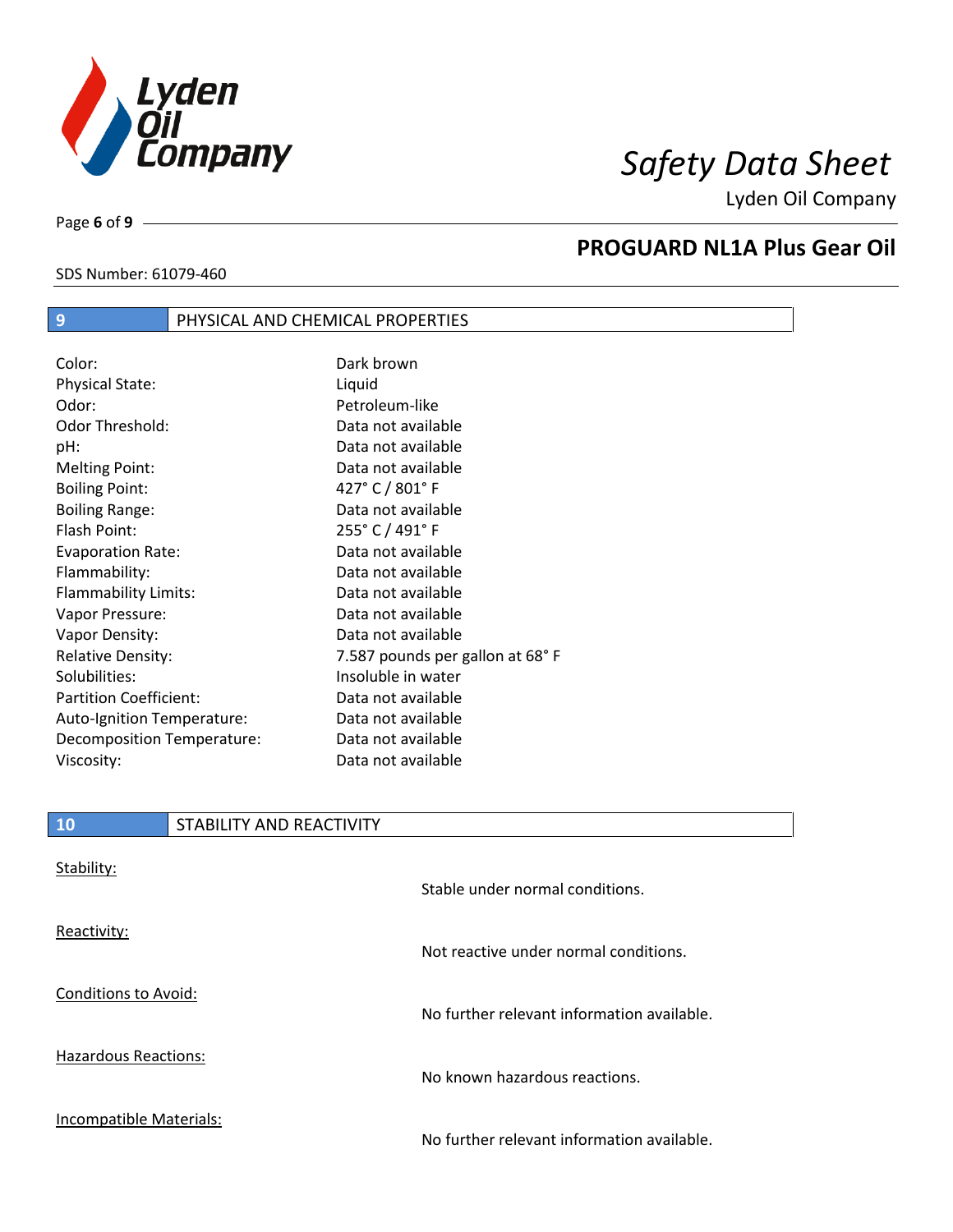## 9 PHYSICAL AND CHEMICAL PROPERTIES

| | |
|---|---|
| Color: | Dark brown |
| Physical State: | Liquid |
| Odor: | Petroleum-like |
| Odor Threshold: | Data not available |
| pH: | Data not available |
| Melting Point: | Data not available |
| Boiling Point: | 427° C / 801° F |
| Boiling Range: | Data not available |
| Flash Point: | 255° C / 491° F |
| Evaporation Rate: | Data not available |
| Flammability: | Data not available |
| Flammability Limits: | Data not available |
| Vapor Pressure: | Data not available |
| Vapor Density: | Data not available |
| Relative Density: | 7.587 pounds per gallon at 68° F |
| Solubilities: | Insoluble in water |
| Partition Coefficient: | Data not available |
| Auto-Ignition Temperature: | Data not available |
| Decomposition Temperature: | Data not available |
| Viscosity: | Data not available |

## 10 STABILITY AND REACTIVITY

Stability:

Stable under normal conditions.

Reactivity:

Not reactive under normal conditions.

Conditions to Avoid:

No further relevant information available.

Hazardous Reactions:

No known hazardous reactions.

Incompatible Materials:

No further relevant information available.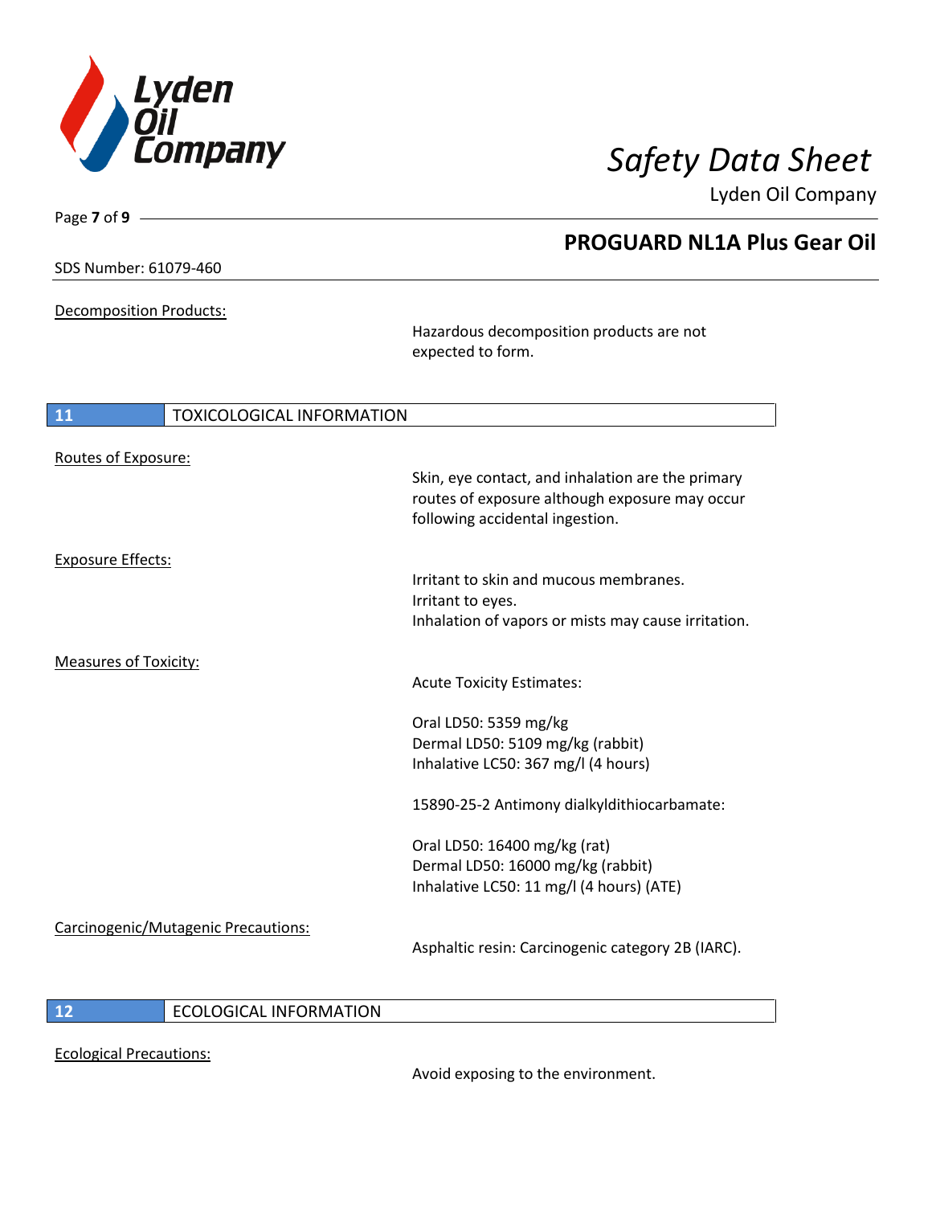Decomposition Products:

Hazardous decomposition products are not expected to form.

## 11 TOXICOLOGICAL INFORMATION

Routes of Exposure:

Skin, eye contact, and inhalation are the primary routes of exposure although exposure may occur following accidental ingestion.

Exposure Effects:

Irritant to skin and mucous membranes.
Irritant to eyes.
Inhalation of vapors or mists may cause irritation.

Measures of Toxicity:

Acute Toxicity Estimates:

Oral LD50: 5359 mg/kg
Dermal LD50: 5109 mg/kg (rabbit)
Inhalative LC50: 367 mg/l (4 hours)

15890-25-2 Antimony dialkyldithiocarbamate:

Oral LD50: 16400 mg/kg (rat)
Dermal LD50: 16000 mg/kg (rabbit)
Inhalative LC50: 11 mg/l (4 hours) (ATE)

Carcinogenic/Mutagenic Precautions:

Asphaltic resin: Carcinogenic category 2B (IARC).

## 12 ECOLOGICAL INFORMATION

Ecological Precautions:

Avoid exposing to the environment.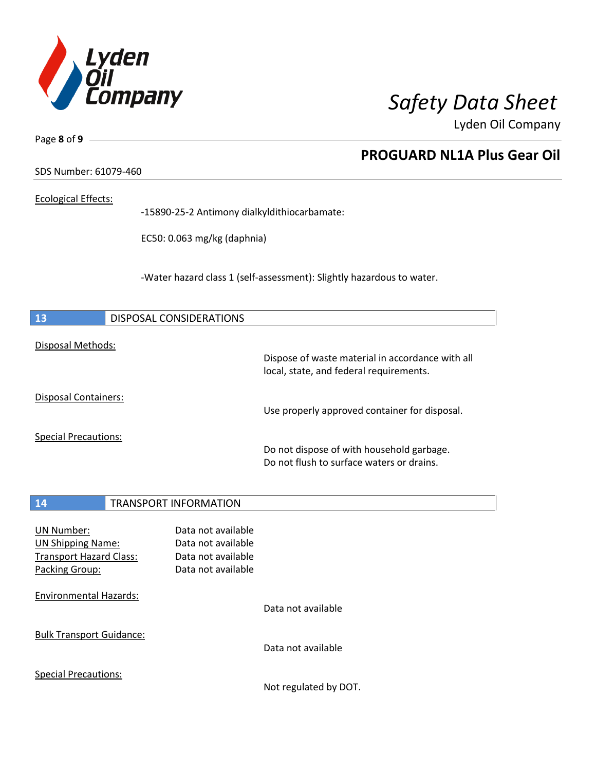SDS Number: 61079-460

## PROGUARD NL1A Plus Gear Oil

Ecological Effects:

-15890-25-2 Antimony dialkyldithiocarbamate:

EC50: 0.063 mg/kg (daphnia)

-Water hazard class 1 (self-assessment): Slightly hazardous to water.

## 13 DISPOSAL CONSIDERATIONS

Disposal Methods:

Dispose of waste material in accordance with all local, state, and federal requirements.

Disposal Containers:

Use properly approved container for disposal.

Special Precautions:

Do not dispose of with household garbage.
Do not flush to surface waters or drains.

## 14 TRANSPORT INFORMATION

UN Number: Data not available
UN Shipping Name: Data not available
Transport Hazard Class: Data not available
Packing Group: Data not available

Environmental Hazards:

Data not available

Bulk Transport Guidance:

Data not available

Special Precautions:

Not regulated by DOT.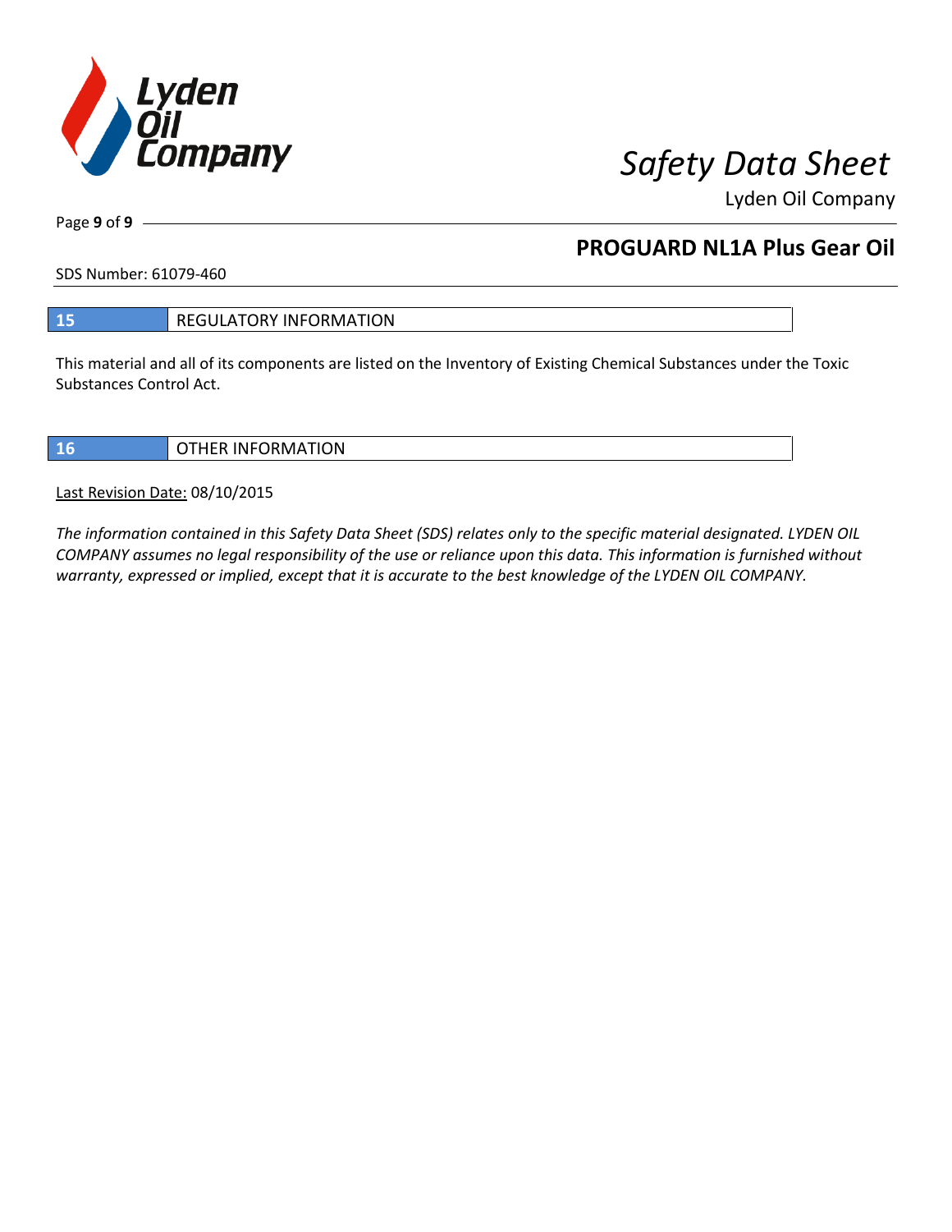## 15 REGULATORY INFORMATION

This material and all of its components are listed on the Inventory of Existing Chemical Substances under the Toxic Substances Control Act.

## 16 OTHER INFORMATION

Last Revision Date: 08/10/2015

*The information contained in this Safety Data Sheet (SDS) relates only to the specific material designated. LYDEN OIL COMPANY assumes no legal responsibility of the use or reliance upon this data. This information is furnished without warranty, expressed or implied, except that it is accurate to the best knowledge of the LYDEN OIL COMPANY.*